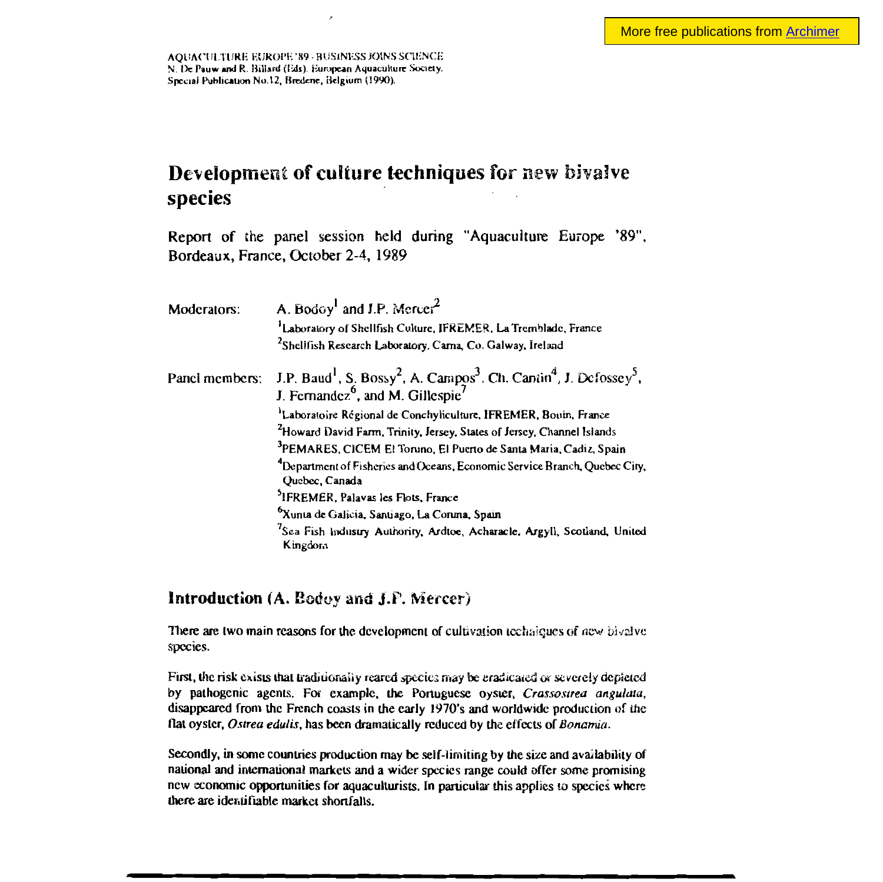AQUACULTURE EUROPE '89 - BUSINESS JOINS SCIENCE
N. De Pauw and R. Billard (Eds). European Aquaculture Society.
Special Publication No.12, Bredene, Belgium (1990).

# Development of culture techniques for new bivalve species

Report of the panel session held during "Aquaculture Europe '89", Bordeaux, France, October 2-4, 1989

Moderators: A. Bodoy[1] and J.P. Mercer[2]

[1]Laboratory of Shellfish Culture, IFREMER, La Tremblade, France
[2]Shellfish Research Laboratory, Carna, Co. Galway, Ireland

Panel members: J.P. Baud[1], S. Bossy[2], A. Campos[3], Ch. Cantin[4], J. Defossey[5], J. Fernandez[6], and M. Gillespie[7]

[1]Laboratoire Régional de Conchyliculture, IFREMER, Bouin, France
[2]Howard David Farm, Trinity, Jersey, States of Jersey, Channel Islands
[3]PEMARES, CICEM El Toruno, El Puerto de Santa Maria, Cadiz, Spain
[4]Department of Fisheries and Oceans, Economic Service Branch, Quebec City, Quebec, Canada
[5]IFREMER, Palavas les Flots, France
[6]Xunta de Galicia, Santiago, La Coruna, Spain
[7]Sea Fish Industry Authority, Ardtoe, Acharacle, Argyll, Scotland, United Kingdom

## Introduction (A. Bodoy and J.P. Mercer)

There are two main reasons for the development of cultivation techniques of new bivalve species.

First, the risk exists that traditionally reared species may be eradicated or severely depleted by pathogenic agents. For example, the Portuguese oyster, *Crassostrea angulata*, disappeared from the French coasts in the early 1970's and worldwide production of the flat oyster, *Ostrea edulis*, has been dramatically reduced by the effects of *Bonamia*.

Secondly, in some countries production may be self-limiting by the size and availability of national and international markets and a wider species range could offer some promising new economic opportunities for aquaculturists. In particular this applies to species where there are identifiable market shortfalls.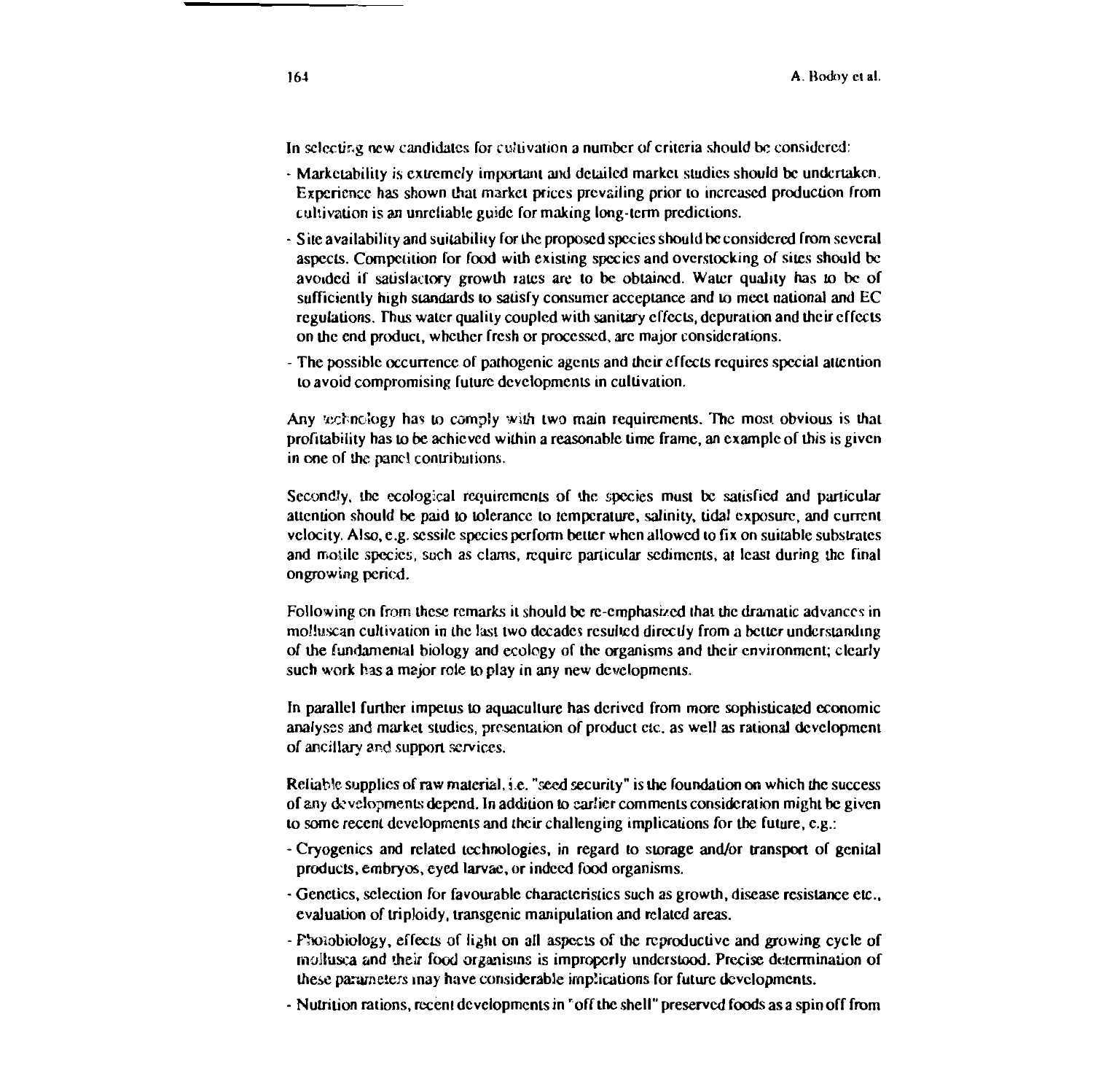In selecting new candidates for cultivation a number of criteria should be considered:

- Marketability is extremely important and detailed market studies should be undertaken. Experience has shown that market prices prevailing prior to increased production from cultivation is an unreliable guide for making long-term predictions.
- Site availability and suitability for the proposed species should be considered from several aspects. Competition for food with existing species and overstocking of sites should be avoided if satisfactory growth rates are to be obtained. Water quality has to be of sufficiently high standards to satisfy consumer acceptance and to meet national and EC regulations. Thus water quality coupled with sanitary effects, depuration and their effects on the end product, whether fresh or processed, are major considerations.
- The possible occurrence of pathogenic agents and their effects requires special attention to avoid compromising future developments in cultivation.

Any technology has to comply with two main requirements. The most obvious is that profitability has to be achieved within a reasonable time frame, an example of this is given in one of the panel contributions.

Secondly, the ecological requirements of the species must be satisfied and particular attention should be paid to tolerance to temperature, salinity, tidal exposure, and current velocity. Also, e.g. sessile species perform better when allowed to fix on suitable substrates and motile species, such as clams, require particular sediments, at least during the final ongrowing period.

Following on from these remarks it should be re-emphasized that the dramatic advances in molluscan cultivation in the last two decades resulted directly from a better understanding of the fundamental biology and ecology of the organisms and their environment; clearly such work has a major role to play in any new developments.

In parallel further impetus to aquaculture has derived from more sophisticated economic analyses and market studies, presentation of product etc. as well as rational development of ancillary and support services.

Reliable supplies of raw material, i.e. "seed security" is the foundation on which the success of any developments depend. In addition to earlier comments consideration might be given to some recent developments and their challenging implications for the future, e.g.:

- Cryogenics and related technologies, in regard to storage and/or transport of genital products, embryos, eyed larvae, or indeed food organisms.
- Genetics, selection for favourable characteristics such as growth, disease resistance etc., evaluation of triploidy, transgenic manipulation and related areas.
- Photobiology, effects of light on all aspects of the reproductive and growing cycle of mollusca and their food organisms is improperly understood. Precise determination of these parameters may have considerable implications for future developments.
- Nutrition rations, recent developments in "off the shell" preserved foods as a spin off from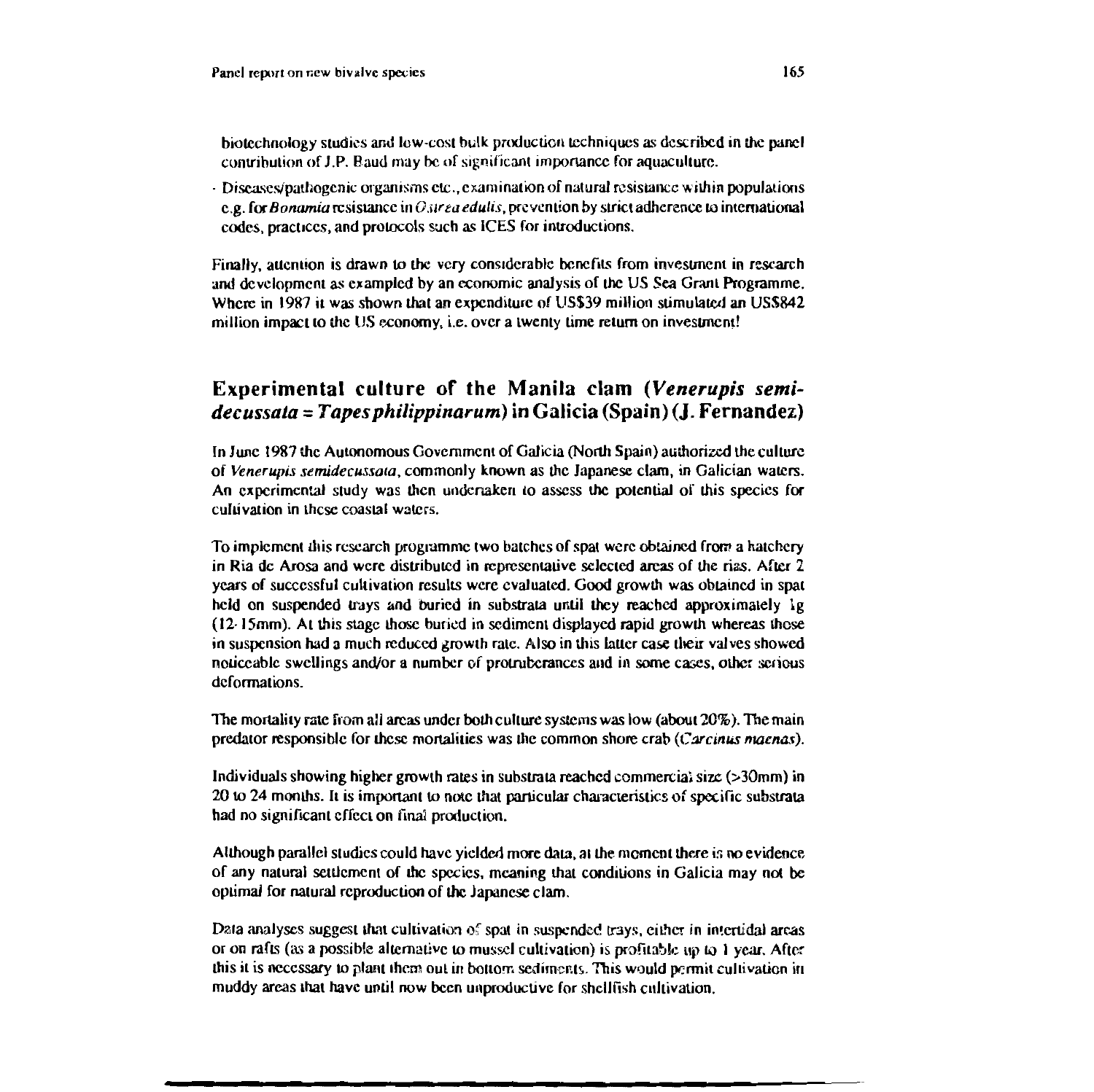biotechnology studies and low-cost bulk production techniques as described in the panel contribution of J.P. Baud may be of significant importance for aquaculture.

- Diseases/pathogenic organisms etc., examination of natural resistance within populations e.g. for *Bonamia* resistance in *Ostrea edulis*, prevention by strict adherence to international codes, practices, and protocols such as ICES for introductions.

Finally, attention is drawn to the very considerable benefits from investment in research and development as exampled by an economic analysis of the US Sea Grant Programme. Where in 1987 it was shown that an expenditure of US$39 million stimulated an US$842 million impact to the US economy, i.e. over a twenty time return on investment!

## Experimental culture of the Manila clam (*Venerupis semidecussata = Tapes philippinarum*) in Galicia (Spain) (J. Fernandez)

In June 1987 the Autonomous Government of Galicia (North Spain) authorized the culture of *Venerupis semidecussata*, commonly known as the Japanese clam, in Galician waters. An experimental study was then undertaken to assess the potential of this species for cultivation in these coastal waters.

To implement this research programme two batches of spat were obtained from a hatchery in Ria de Arosa and were distributed in representative selected areas of the rias. After 2 years of successful cultivation results were evaluated. Good growth was obtained in spat held on suspended trays and buried in substrata until they reached approximately 1g (12-15mm). At this stage those buried in sediment displayed rapid growth whereas those in suspension had a much reduced growth rate. Also in this latter case their valves showed noticeable swellings and/or a number of protruberances and in some cases, other serious deformations.

The mortality rate from all areas under both culture systems was low (about 20%). The main predator responsible for these mortalities was the common shore crab (*Carcinus maenas*).

Individuals showing higher growth rates in substrata reached commercial size (>30mm) in 20 to 24 months. It is important to note that particular characteristics of specific substrata had no significant effect on final production.

Although parallel studies could have yielded more data, at the moment there is no evidence of any natural settlement of the species, meaning that conditions in Galicia may not be optimal for natural reproduction of the Japanese clam.

Data analyses suggest that cultivation of spat in suspended trays, either in intertidal areas or on rafts (as a possible alternative to mussel cultivation) is profitable up to 1 year. After this it is necessary to plant them out in bottom sediments. This would permit cultivation in muddy areas that have until now been unproductive for shellfish cultivation.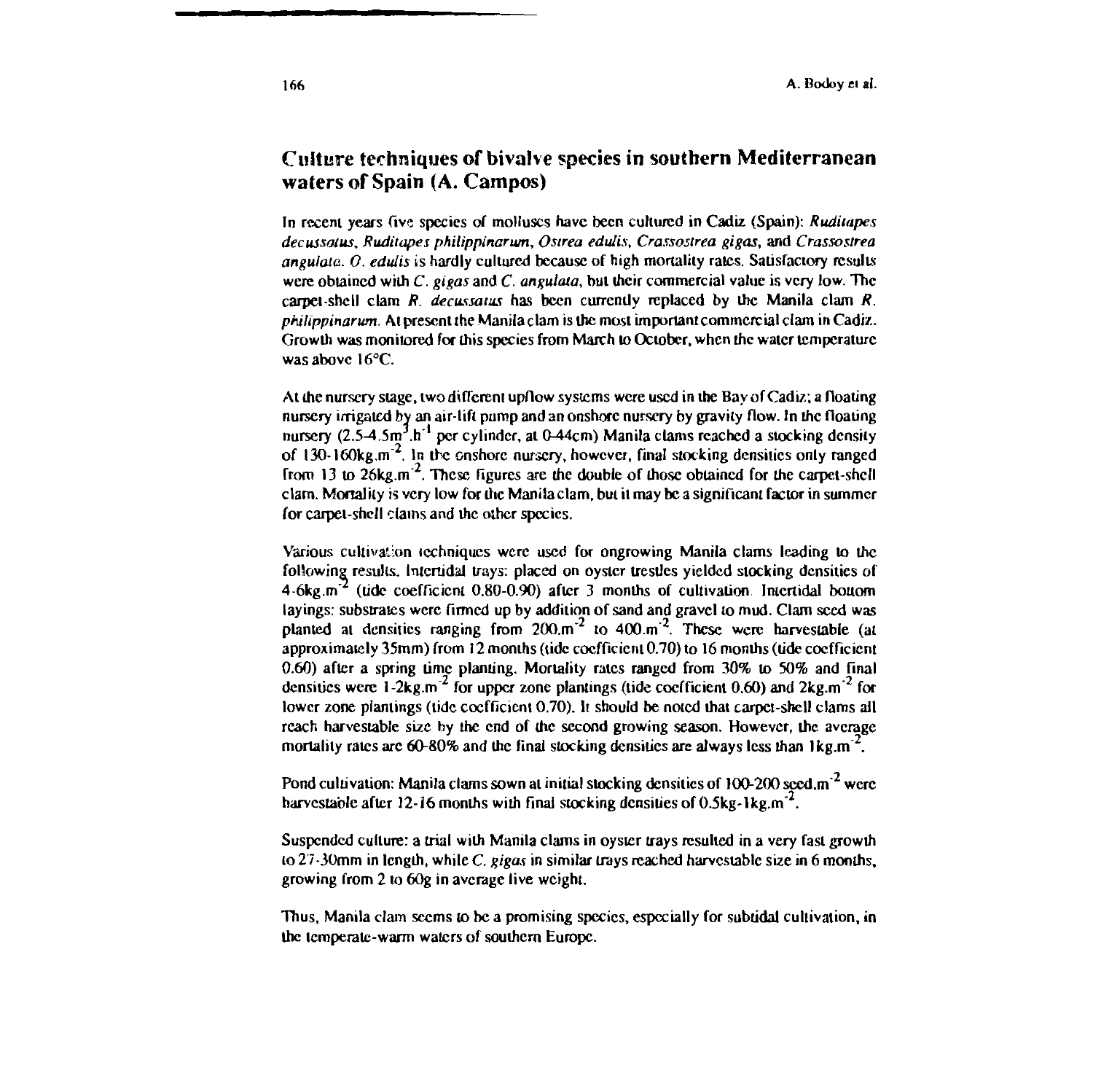## Culture techniques of bivalve species in southern Mediterranean waters of Spain (A. Campos)

In recent years five species of molluscs have been cultured in Cadiz (Spain): *Ruditapes decussatus*, *Ruditapes philippinarum*, *Ostrea edulis*, *Crassostrea gigas*, and *Crassostrea angulata*. *O. edulis* is hardly cultured because of high mortality rates. Satisfactory results were obtained with *C. gigas* and *C. angulata*, but their commercial value is very low. The carpet-shell clam *R. decussatus* has been currently replaced by the Manila clam *R. philippinarum*. At present the Manila clam is the most important commercial clam in Cadiz. Growth was monitored for this species from March to October, when the water temperature was above 16°C.

At the nursery stage, two different upflow systems were used in the Bay of Cadiz; a floating nursery irrigated by an air-lift pump and an onshore nursery by gravity flow. In the floating nursery ($2.5$-$4.5 m^3.h^{-1}$ per cylinder, at 0-44cm) Manila clams reached a stocking density of $130$-$160 kg.m^{-2}$. In the onshore nursery, however, final stocking densities only ranged from 13 to $26 kg.m^{-2}$. These figures are the double of those obtained for the carpet-shell clam. Mortality is very low for the Manila clam, but it may be a significant factor in summer for carpet-shell clams and the other species.

Various cultivation techniques were used for ongrowing Manila clams leading to the following results. Intertidal trays: placed on oyster trestles yielded stocking densities of $4$-$6 kg.m^{-2}$ (tide coefficient 0.80-0.90) after 3 months of cultivation. Intertidal bottom layings: substrates were firmed up by addition of sand and gravel to mud. Clam seed was planted at densities ranging from $200.m^{-2}$ to $400.m^{-2}$. These were harvestable (at approximately 35mm) from 12 months (tide coefficient 0.70) to 16 months (tide coefficient 0.60) after a spring time planting. Mortality rates ranged from 30% to 50% and final densities were $1$-$2 kg.m^{-2}$ for upper zone plantings (tide coefficient 0.60) and $2 kg.m^{-2}$ for lower zone plantings (tide coefficient 0.70). It should be noted that carpet-shell clams all reach harvestable size by the end of the second growing season. However, the average mortality rates are 60-80% and the final stocking densities are always less than $1 kg.m^{-2}$.

Pond cultivation: Manila clams sown at initial stocking densities of $100$-$200 seed.m^{-2}$ were harvestable after 12-16 months with final stocking densities of $0.5kg$-$1 kg.m^{-2}$.

Suspended culture: a trial with Manila clams in oyster trays resulted in a very fast growth to 27-30mm in length, while *C. gigas* in similar trays reached harvestable size in 6 months, growing from 2 to 60g in average live weight.

Thus, Manila clam seems to be a promising species, especially for subtidal cultivation, in the temperate-warm waters of southern Europe.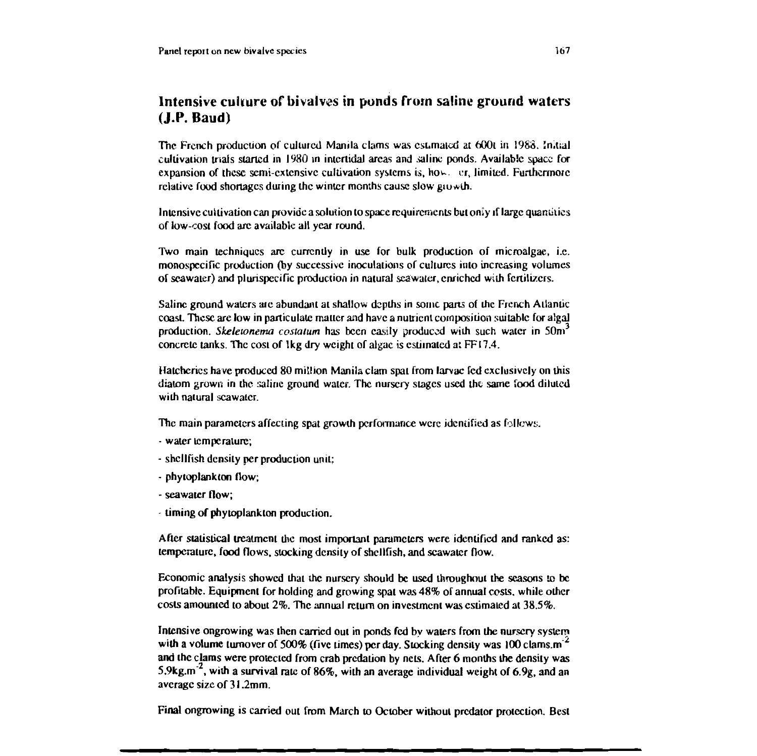## Intensive culture of bivalves in ponds from saline ground waters (J.P. Baud)

The French production of cultured Manila clams was estimated at 600t in 1988. Initial cultivation trials started in 1980 in intertidal areas and saline ponds. Available space for expansion of these semi-extensive cultivation systems is, however, limited. Furthermore relative food shortages during the winter months cause slow growth.

Intensive cultivation can provide a solution to space requirements but only if large quantities of low-cost food are available all year round.

Two main techniques are currently in use for bulk production of microalgae, i.e. monospecific production (by successive inoculations of cultures into increasing volumes of seawater) and plurispecific production in natural seawater, enriched with fertilizers.

Saline ground waters are abundant at shallow depths in some parts of the French Atlantic coast. These are low in particulate matter and have a nutrient composition suitable for algal production. *Skeletonema costatum* has been easily produced with such water in $50m^3$ concrete tanks. The cost of 1kg dry weight of algae is estimated at FF17.4.

Hatcheries have produced 80 million Manila clam spat from larvae fed exclusively on this diatom grown in the saline ground water. The nursery stages used the same food diluted with natural seawater.

The main parameters affecting spat growth performance were identified as follows.

- water temperature;
- shellfish density per production unit;
- phytoplankton flow;
- seawater flow;
- timing of phytoplankton production.

After statistical treatment the most important parameters were identified and ranked as: temperature, food flows, stocking density of shellfish, and seawater flow.

Economic analysis showed that the nursery should be used throughout the seasons to be profitable. Equipment for holding and growing spat was 48% of annual costs, while other costs amounted to about 2%. The annual return on investment was estimated at 38.5%.

Intensive ongrowing was then carried out in ponds fed by waters from the nursery system with a volume turnover of 500% (five times) per day. Stocking density was 100 clams.$m^{-2}$ and the clams were protected from crab predation by nets. After 6 months the density was 5.9kg.$m^{-2}$, with a survival rate of 86%, with an average individual weight of 6.9g, and an average size of 31.2mm.

Final ongrowing is carried out from March to October without predator protection. Best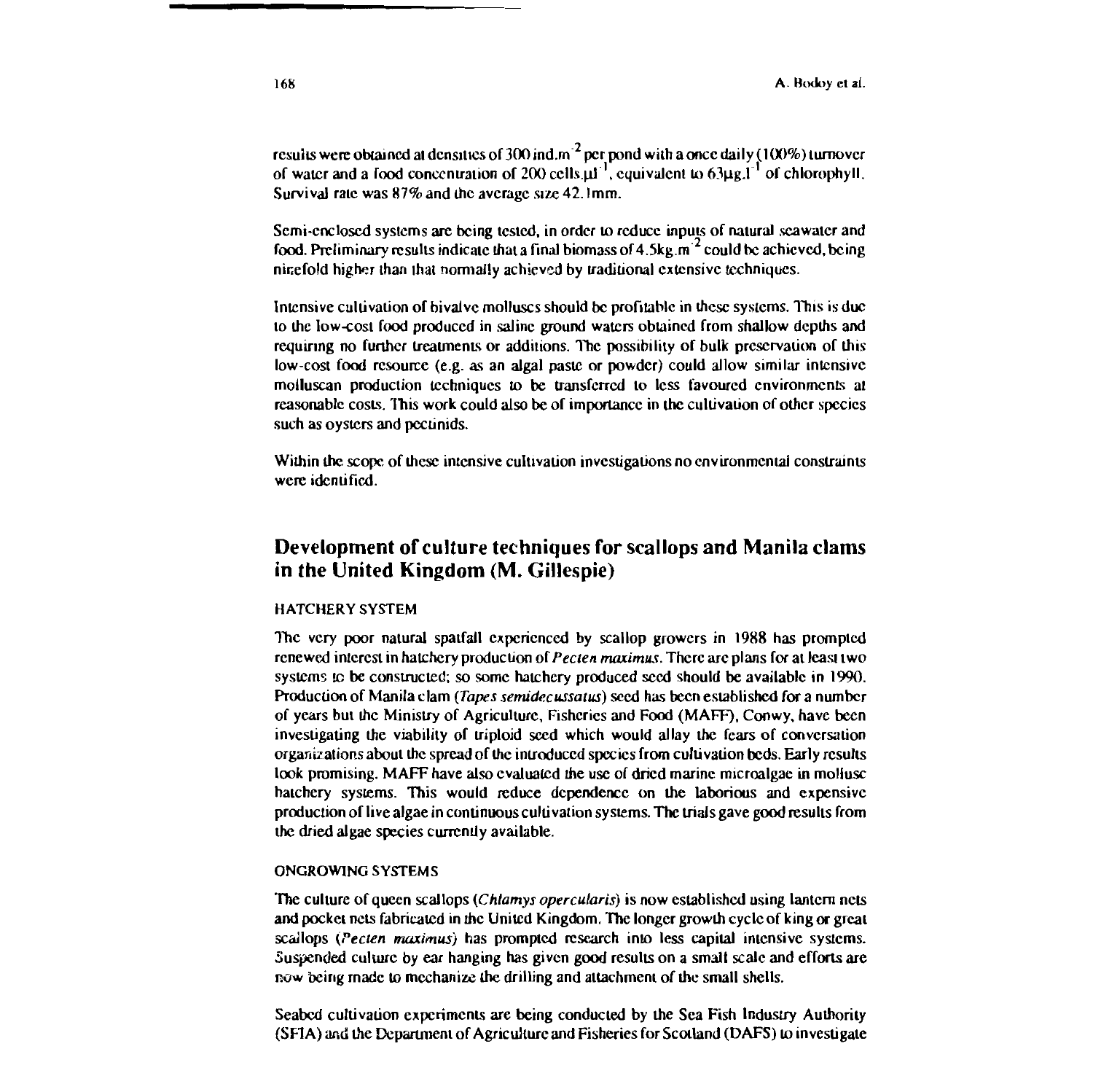results were obtained at densities of 300 ind.$m^{-2}$ per pond with a once daily (100%) turnover of water and a food concentration of 200 cells.$\mu l^{-1}$, equivalent to 63$\mu g.l^{-1}$ of chlorophyll. Survival rate was 87% and the average size 42.1mm.

Semi-enclosed systems are being tested, in order to reduce inputs of natural seawater and food. Preliminary results indicate that a final biomass of 4.5kg.$m^{-2}$ could be achieved, being ninefold higher than that normally achieved by traditional extensive techniques.

Intensive cultivation of bivalve molluscs should be profitable in these systems. This is due to the low-cost food produced in saline ground waters obtained from shallow depths and requiring no further treatments or additions. The possibility of bulk preservation of this low-cost food resource (e.g. as an algal paste or powder) could allow similar intensive molluscan production techniques to be transferred to less favoured environments at reasonable costs. This work could also be of importance in the cultivation of other species such as oysters and pectinids.

Within the scope of these intensive cultivation investigations no environmental constraints were identified.

## Development of culture techniques for scallops and Manila clams in the United Kingdom (M. Gillespie)

### HATCHERY SYSTEM

The very poor natural spatfall experienced by scallop growers in 1988 has prompted renewed interest in hatchery production of *Pecten maximus*. There are plans for at least two systems to be constructed; so some hatchery produced seed should be available in 1990. Production of Manila clam (*Tapes semidecussatus*) seed has been established for a number of years but the Ministry of Agriculture, Fisheries and Food (MAFF), Conwy, have been investigating the viability of triploid seed which would allay the fears of conversation organizations about the spread of the introduced species from cultivation beds. Early results look promising. MAFF have also evaluated the use of dried marine microalgae in mollusc hatchery systems. This would reduce dependence on the laborious and expensive production of live algae in continuous cultivation systems. The trials gave good results from the dried algae species currently available.

### ONGROWING SYSTEMS

The culture of queen scallops (*Chlamys opercularis*) is now established using lantern nets and pocket nets fabricated in the United Kingdom. The longer growth cycle of king or great scallops (*Pecten maximus*) has prompted research into less capital intensive systems. Suspended culture by ear hanging has given good results on a small scale and efforts are now being made to mechanize the drilling and attachment of the small shells.

Seabed cultivation experiments are being conducted by the Sea Fish Industry Authority (SFIA) and the Department of Agriculture and Fisheries for Scotland (DAFS) to investigate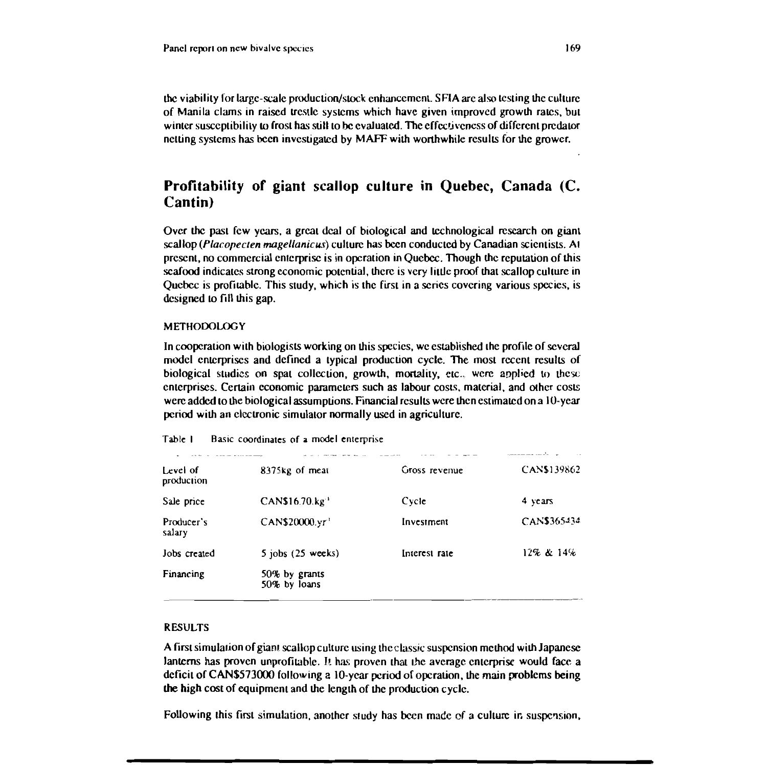the viability for large-scale production/stock enhancement. SFIA are also testing the culture of Manila clams in raised trestle systems which have given improved growth rates, but winter susceptibility to frost has still to be evaluated. The effectiveness of different predator netting systems has been investigated by MAFF with worthwhile results for the grower.

## Profitability of giant scallop culture in Quebec, Canada (C. Cantin)

Over the past few years, a great deal of biological and technological research on giant scallop (*Placopecten magellanicus*) culture has been conducted by Canadian scientists. At present, no commercial enterprise is in operation in Quebec. Though the reputation of this seafood indicates strong economic potential, there is very little proof that scallop culture in Quebec is profitable. This study, which is the first in a series covering various species, is designed to fill this gap.

### METHODOLOGY

In cooperation with biologists working on this species, we established the profile of several model enterprises and defined a typical production cycle. The most recent results of biological studies on spat collection, growth, mortality, etc., were applied to these enterprises. Certain economic parameters such as labour costs, material, and other costs were added to the biological assumptions. Financial results were then estimated on a 10-year period with an electronic simulator normally used in agriculture.

Table 1 Basic coordinates of a model enterprise

| | | | |
|---|---|---|---|
| Level of production | 8375kg of meat | Gross revenue | CAN$139862 |
| Sale price | CAN$16.70.kg$^{-1}$ | Cycle | 4 years |
| Producer's salary | CAN$20000.yr$^{-1}$ | Investment | CAN$365434 |
| Jobs created | 5 jobs (25 weeks) | Interest rate | 12% & 14% |
| Financing | 50% by grants<br>50% by loans | | |

### RESULTS

A first simulation of giant scallop culture using the classic suspension method with Japanese lanterns has proven unprofitable. It has proven that the average enterprise would face a deficit of CAN$573000 following a 10-year period of operation, the main problems being the high cost of equipment and the length of the production cycle.

Following this first simulation, another study has been made of a culture in suspension,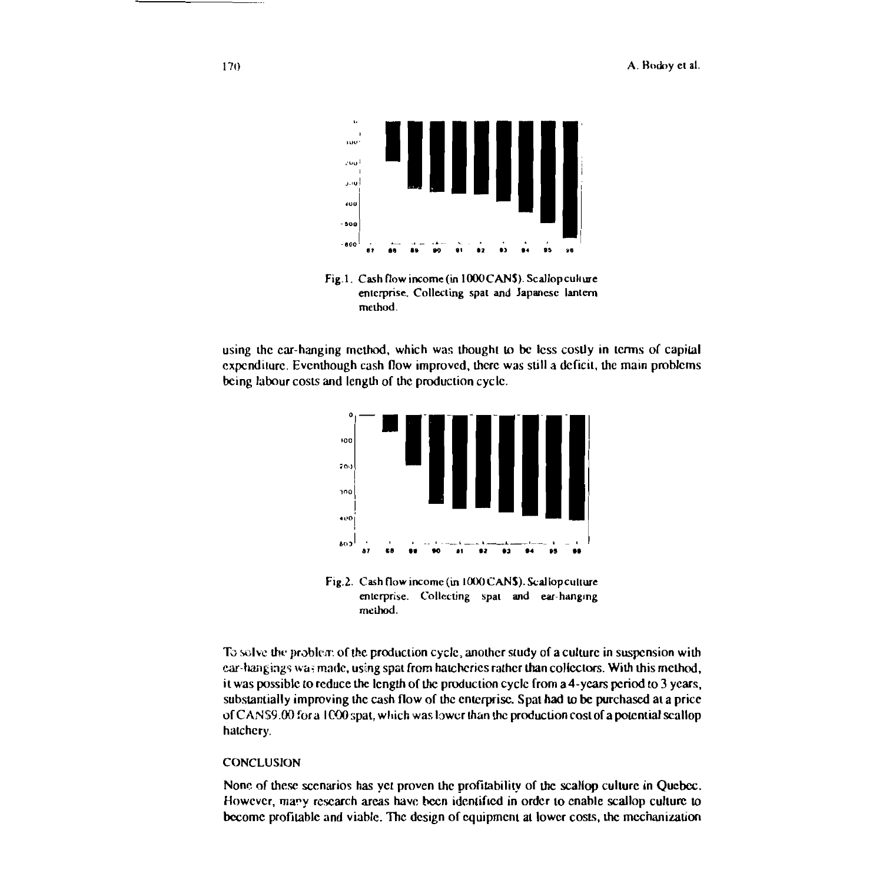Fig.1. Cash flow income (in 1000 CAN$). Scallop culture enterprise. Collecting spat and Japanese lantern method.

using the ear-hanging method, which was thought to be less costly in terms of capital expenditure. Eventhough cash flow improved, there was still a deficit, the main problems being labour costs and length of the production cycle.

Fig.2. Cash flow income (in 1000 CAN$). Scallop culture enterprise. Collecting spat and ear-hanging method.

To solve the problem of the production cycle, another study of a culture in suspension with ear-hangings was made, using spat from hatcheries rather than collectors. With this method, it was possible to reduce the length of the production cycle from a 4-years period to 3 years, substantially improving the cash flow of the enterprise. Spat had to be purchased at a price of CAN$9.00 for a 1000 spat, which was lower than the production cost of a potential scallop hatchery.

## CONCLUSION

None of these scenarios has yet proven the profitability of the scallop culture in Quebec. However, many research areas have been identified in order to enable scallop culture to become profitable and viable. The design of equipment at lower costs, the mechanization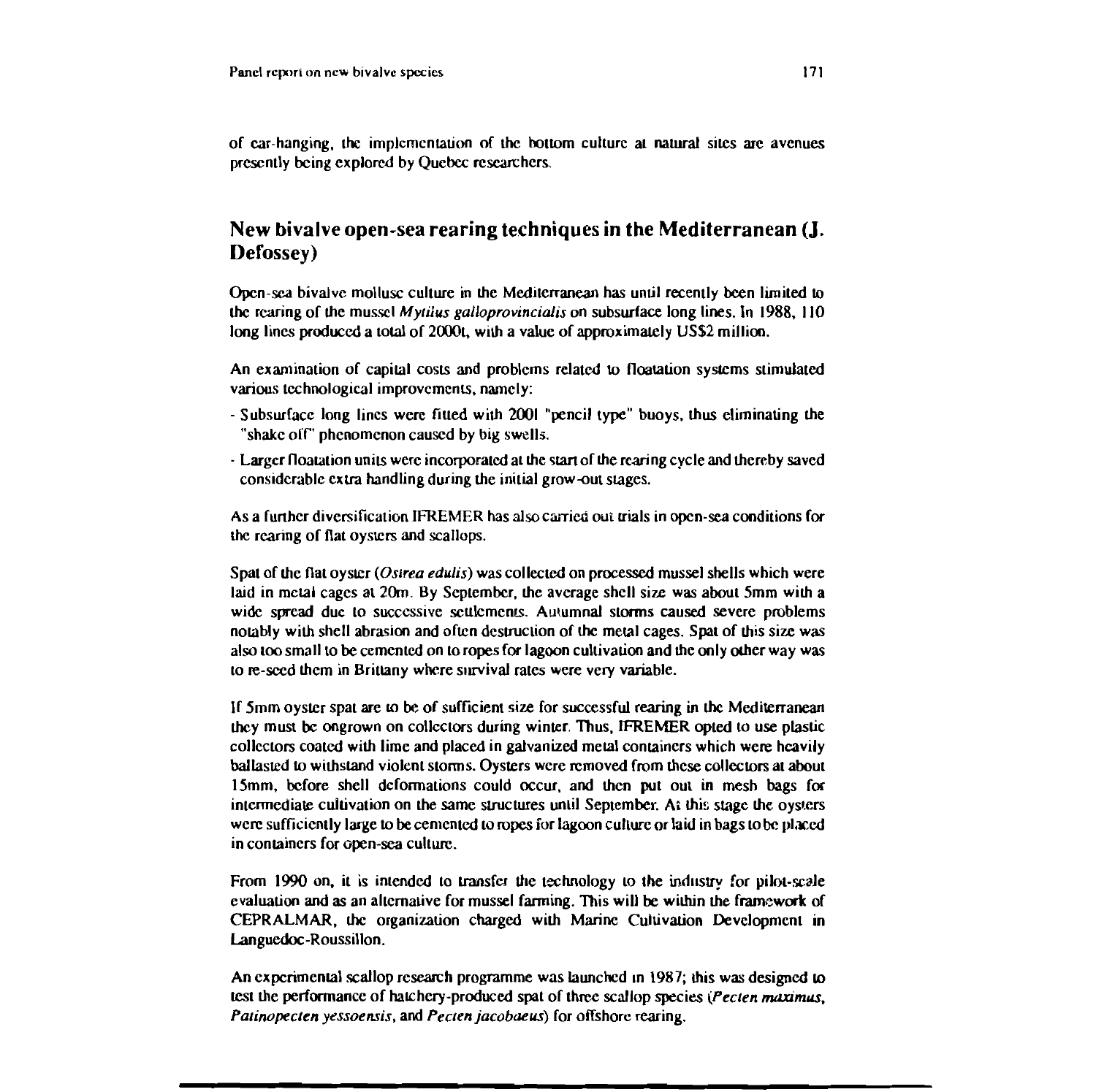of ear-hanging, the implementation of the bottom culture at natural sites are avenues presently being explored by Quebec researchers.

## New bivalve open-sea rearing techniques in the Mediterranean (J. Defossey)

Open-sea bivalve mollusc culture in the Mediterranean has until recently been limited to the rearing of the mussel *Mytilus galloprovincialis* on subsurface long lines. In 1988, 110 long lines produced a total of 2000t, with a value of approximately US$2 million.

An examination of capital costs and problems related to floatation systems stimulated various technological improvements, namely:

- Subsurface long lines were fitted with 200l "pencil type" buoys, thus eliminating the "shake off" phenomenon caused by big swells.
- Larger floatation units were incorporated at the start of the rearing cycle and thereby saved considerable extra handling during the initial grow-out stages.

As a further diversification IFREMER has also carried out trials in open-sea conditions for the rearing of flat oysters and scallops.

Spat of the flat oyster (*Ostrea edulis*) was collected on processed mussel shells which were laid in metal cages at 20m. By September, the average shell size was about 5mm with a wide spread due to successive settlements. Autumnal storms caused severe problems notably with shell abrasion and often destruction of the metal cages. Spat of this size was also too small to be cemented on to ropes for lagoon cultivation and the only other way was to re-seed them in Brittany where survival rates were very variable.

If 5mm oyster spat are to be of sufficient size for successful rearing in the Mediterranean they must be ongrown on collectors during winter. Thus, IFREMER opted to use plastic collectors coated with lime and placed in galvanized metal containers which were heavily ballasted to withstand violent storms. Oysters were removed from these collectors at about 15mm, before shell deformations could occur, and then put out in mesh bags for intermediate cultivation on the same structures until September. At this stage the oysters were sufficiently large to be cemented to ropes for lagoon culture or laid in bags to be placed in containers for open-sea culture.

From 1990 on, it is intended to transfer the technology to the industry for pilot-scale evaluation and as an alternative for mussel farming. This will be within the framework of CEPRALMAR, the organization charged with Marine Cultivation Development in Languedoc-Roussillon.

An experimental scallop research programme was launched in 1987; this was designed to test the performance of hatchery-produced spat of three scallop species (*Pecten maximus, Patinopecten yessoensis*, and *Pecten jacobaeus*) for offshore rearing.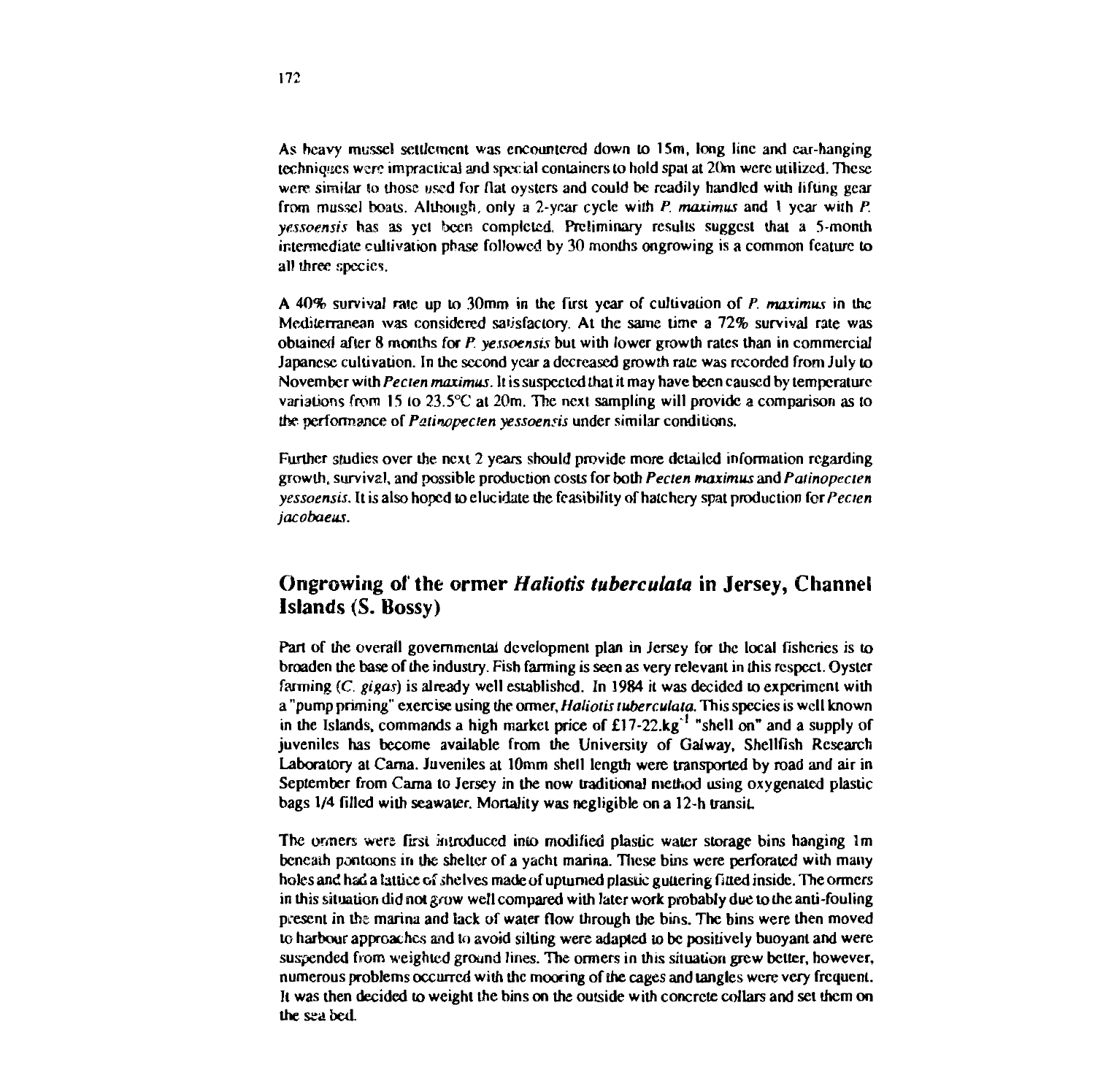As heavy mussel settlement was encountered down to 15m, long line and ear-hanging techniques were impractical and special containers to hold spat at 20m were utilized. These were similar to those used for flat oysters and could be readily handled with lifting gear from mussel boats. Although, only a 2-year cycle with *P. maximus* and 1 year with *P. yessoensis* has as yet been completed. Preliminary results suggest that a 5-month intermediate cultivation phase followed by 30 months ongrowing is a common feature to all three species.

A 40% survival rate up to 30mm in the first year of cultivation of *P. maximus* in the Mediterranean was considered satisfactory. At the same time a 72% survival rate was obtained after 8 months for *P. yessoensis* but with lower growth rates than in commercial Japanese cultivation. In the second year a decreased growth rate was recorded from July to November with *Pecten maximus*. It is suspected that it may have been caused by temperature variations from 15 to 23.5°C at 20m. The next sampling will provide a comparison as to the performance of *Patinopecten yessoensis* under similar conditions.

Further studies over the next 2 years should provide more detailed information regarding growth, survival, and possible production costs for both *Pecten maximus* and *Patinopecten yessoensis*. It is also hoped to elucidate the feasibility of hatchery spat production for *Pecten jacobaeus*.

## Ongrowing of the ormer *Haliotis tuberculata* in Jersey, Channel Islands (S. Bossy)

Part of the overall governmental development plan in Jersey for the local fisheries is to broaden the base of the industry. Fish farming is seen as very relevant in this respect. Oyster farming (*C. gigas*) is already well established. In 1984 it was decided to experiment with a "pump priming" exercise using the ormer, *Haliotis tuberculata*. This species is well known in the Islands, commands a high market price of £17-22.kg$^{-1}$ "shell on" and a supply of juveniles has become available from the University of Galway, Shellfish Research Laboratory at Carna. Juveniles at 10mm shell length were transported by road and air in September from Carna to Jersey in the now traditional method using oxygenated plastic bags 1/4 filled with seawater. Mortality was negligible on a 12-h transit.

The ormers were first introduced into modified plastic water storage bins hanging 1m beneath pontoons in the shelter of a yacht marina. These bins were perforated with many holes and had a lattice of shelves made of upturned plastic guttering fitted inside. The ormers in this situation did not grow well compared with later work probably due to the anti-fouling present in the marina and lack of water flow through the bins. The bins were then moved to harbour approaches and to avoid silting were adapted to be positively buoyant and were suspended from weighted ground lines. The ormers in this situation grew better, however, numerous problems occurred with the mooring of the cages and tangles were very frequent. It was then decided to weight the bins on the outside with concrete collars and set them on the sea bed.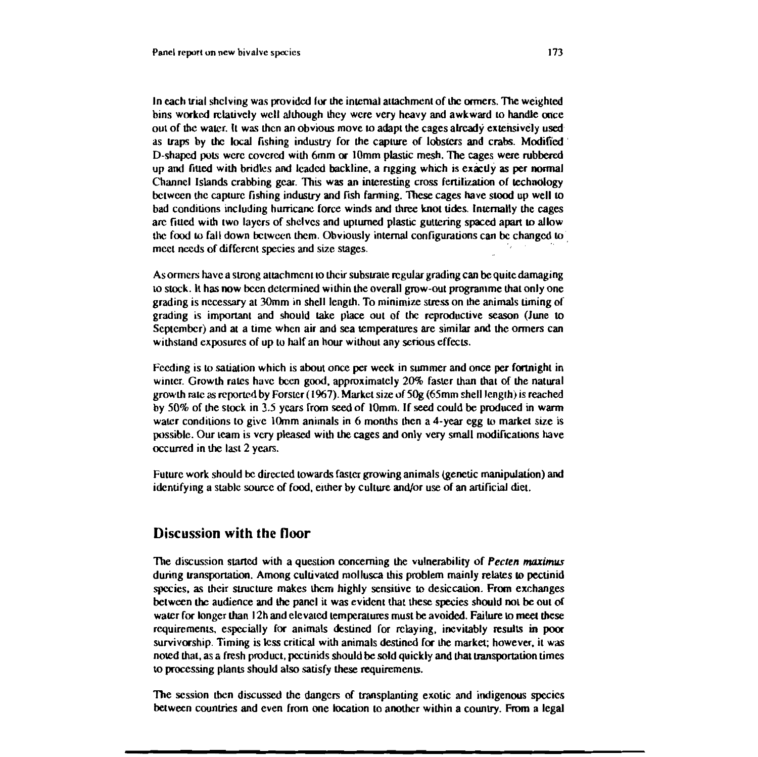In each trial shelving was provided for the internal attachment of the ormers. The weighted bins worked relatively well although they were very heavy and awkward to handle once out of the water. It was then an obvious move to adapt the cages already extensively used as traps by the local fishing industry for the capture of lobsters and crabs. Modified D-shaped pots were covered with 6mm or 10mm plastic mesh. The cages were rubbered up and fitted with bridles and leaded backline, a rigging which is exactly as per normal Channel Islands crabbing gear. This was an interesting cross fertilization of technology between the capture fishing industry and fish farming. These cages have stood up well to bad conditions including hurricane force winds and three knot tides. Internally the cages are fitted with two layers of shelves and upturned plastic guttering spaced apart to allow the food to fall down between them. Obviously internal configurations can be changed to meet needs of different species and size stages.

As ormers have a strong attachment to their substrate regular grading can be quite damaging to stock. It has now been determined within the overall grow-out programme that only one grading is necessary at 30mm in shell length. To minimize stress on the animals timing of grading is important and should take place out of the reproductive season (June to September) and at a time when air and sea temperatures are similar and the ormers can withstand exposures of up to half an hour without any serious effects.

Feeding is to satiation which is about once per week in summer and once per fortnight in winter. Growth rates have been good, approximately 20% faster than that of the natural growth rate as reported by Forster (1967). Market size of 50g (65mm shell length) is reached by 50% of the stock in 3.5 years from seed of 10mm. If seed could be produced in warm water conditions to give 10mm animals in 6 months then a 4-year egg to market size is possible. Our team is very pleased with the cages and only very small modifications have occurred in the last 2 years.

Future work should be directed towards faster growing animals (genetic manipulation) and identifying a stable source of food, either by culture and/or use of an artificial diet.

## Discussion with the floor

The discussion started with a question concerning the vulnerability of *Pecten maximus* during transportation. Among cultivated mollusca this problem mainly relates to pectinid species, as their structure makes them highly sensitive to desiccation. From exchanges between the audience and the panel it was evident that these species should not be out of water for longer than 12h and elevated temperatures must be avoided. Failure to meet these requirements, especially for animals destined for relaying, inevitably results in poor survivorship. Timing is less critical with animals destined for the market; however, it was noted that, as a fresh product, pectinids should be sold quickly and that transportation times to processing plants should also satisfy these requirements.

The session then discussed the dangers of transplanting exotic and indigenous species between countries and even from one location to another within a country. From a legal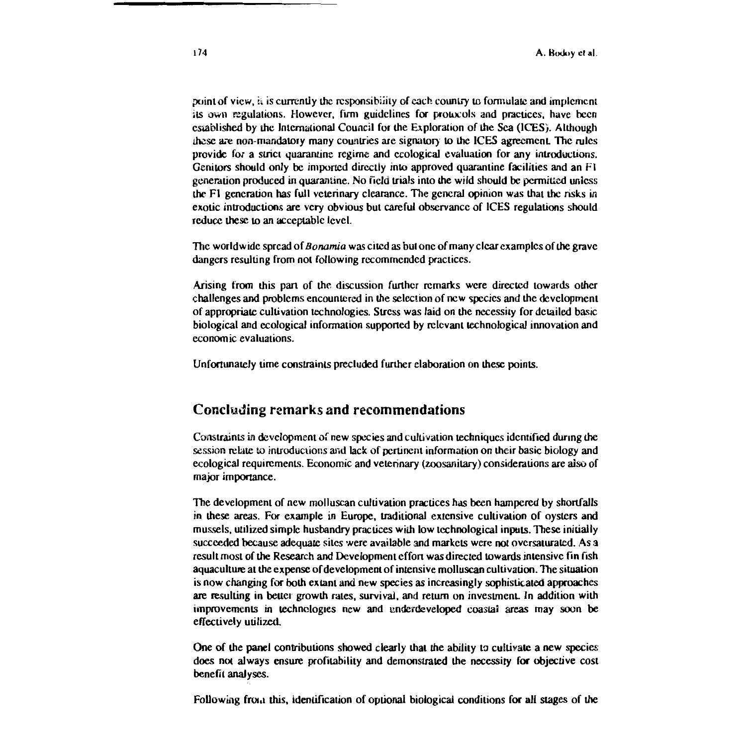point of view, it is currently the responsibility of each country to formulate and implement its own regulations. However, firm guidelines for protocols and practices, have been established by the International Council for the Exploration of the Sea (ICES). Although these are non-mandatory many countries are signatory to the ICES agreement. The rules provide for a strict quarantine regime and ecological evaluation for any introductions. Genitors should only be imported directly into approved quarantine facilities and an F1 generation produced in quarantine. No field trials into the wild should be permitted unless the F1 generation has full veterinary clearance. The general opinion was that the risks in exotic introductions are very obvious but careful observance of ICES regulations should reduce these to an acceptable level.

The worldwide spread of *Bonamia* was cited as but one of many clear examples of the grave dangers resulting from not following recommended practices.

Arising from this part of the discussion further remarks were directed towards other challenges and problems encountered in the selection of new species and the development of appropriate cultivation technologies. Stress was laid on the necessity for detailed basic biological and ecological information supported by relevant technological innovation and economic evaluations.

Unfortunately time constraints precluded further elaboration on these points.

## Concluding remarks and recommendations

Constraints in development of new species and cultivation techniques identified during the session relate to introductions and lack of pertinent information on their basic biology and ecological requirements. Economic and veterinary (zoosanitary) considerations are also of major importance.

The development of new molluscan cultivation practices has been hampered by shortfalls in these areas. For example in Europe, traditional extensive cultivation of oysters and mussels, utilized simple husbandry practices with low technological inputs. These initially succeeded because adequate sites were available and markets were not oversaturated. As a result most of the Research and Development effort was directed towards intensive fin fish aquaculture at the expense of development of intensive molluscan cultivation. The situation is now changing for both extant and new species as increasingly sophisticated approaches are resulting in better growth rates, survival, and return on investment. In addition with improvements in technologies new and underdeveloped coastal areas may soon be effectively utilized.

One of the panel contributions showed clearly that the ability to cultivate a new species does not always ensure profitability and demonstrated the necessity for objective cost benefit analyses.

Following from this, identification of optional biological conditions for all stages of the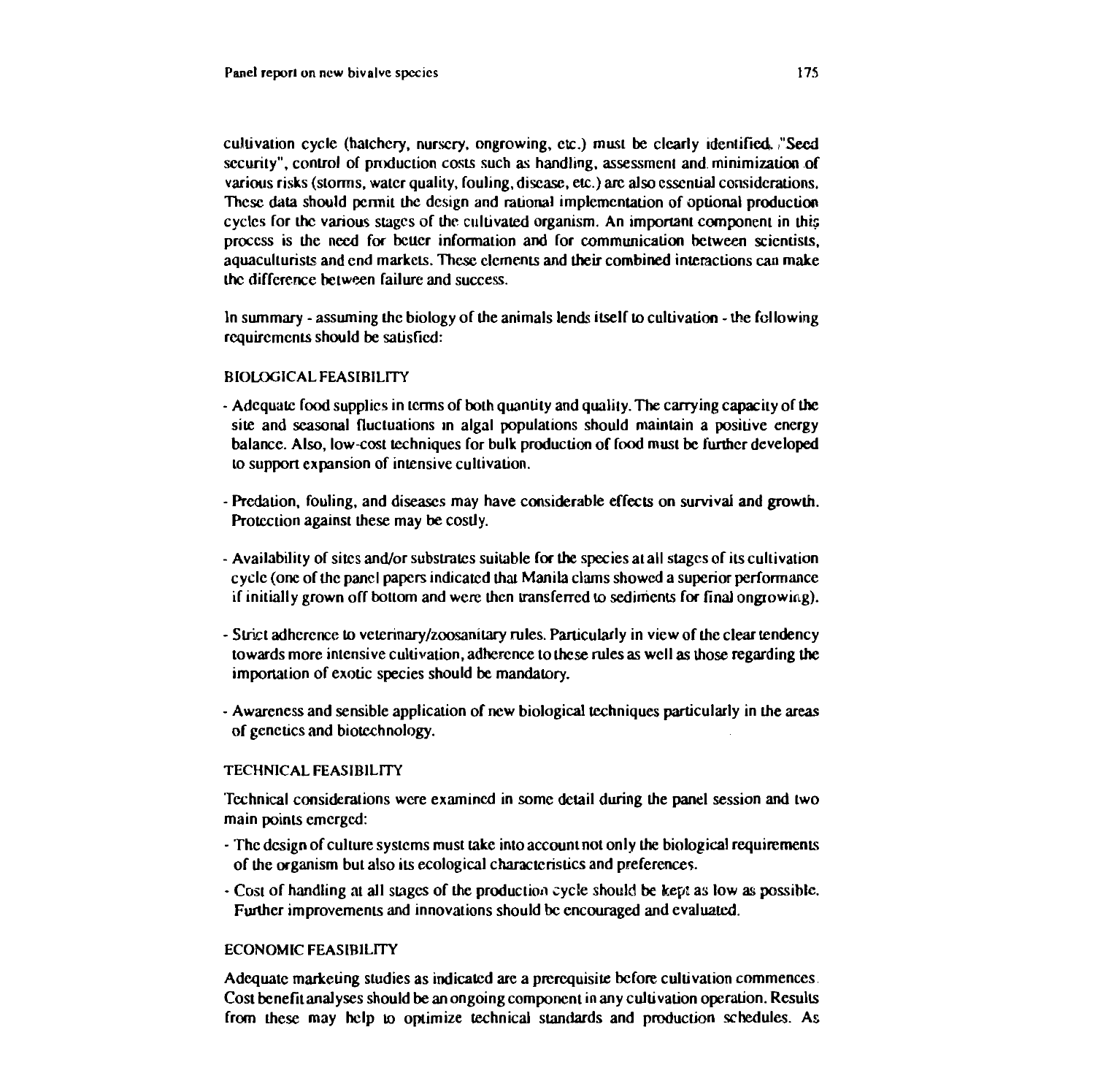cultivation cycle (hatchery, nursery, ongrowing, etc.) must be clearly identified. "Seed security", control of production costs such as handling, assessment and minimization of various risks (storms, water quality, fouling, disease, etc.) are also essential considerations. These data should permit the design and rational implementation of optional production cycles for the various stages of the cultivated organism. An important component in this process is the need for better information and for communication between scientists, aquaculturists and end markets. These elements and their combined interactions can make the difference between failure and success.

In summary - assuming the biology of the animals lends itself to cultivation - the following requirements should be satisfied:

### BIOLOGICAL FEASIBILITY

- Adequate food supplies in terms of both quantity and quality. The carrying capacity of the site and seasonal fluctuations in algal populations should maintain a positive energy balance. Also, low-cost techniques for bulk production of food must be further developed to support expansion of intensive cultivation.

- Predation, fouling, and diseases may have considerable effects on survival and growth. Protection against these may be costly.

- Availability of sites and/or substrates suitable for the species at all stages of its cultivation cycle (one of the panel papers indicated that Manila clams showed a superior performance if initially grown off bottom and were then transferred to sediments for final ongrowing).

- Strict adherence to veterinary/zoosanitary rules. Particularly in view of the clear tendency towards more intensive cultivation, adherence to these rules as well as those regarding the importation of exotic species should be mandatory.

- Awareness and sensible application of new biological techniques particularly in the areas of genetics and biotechnology.

### TECHNICAL FEASIBILITY

Technical considerations were examined in some detail during the panel session and two main points emerged:

- The design of culture systems must take into account not only the biological requirements of the organism but also its ecological characteristics and preferences.
- Cost of handling at all stages of the production cycle should be kept as low as possible. Further improvements and innovations should be encouraged and evaluated.

### ECONOMIC FEASIBILITY

Adequate marketing studies as indicated are a prerequisite before cultivation commences. Cost benefit analyses should be an ongoing component in any cultivation operation. Results from these may help to optimize technical standards and production schedules. As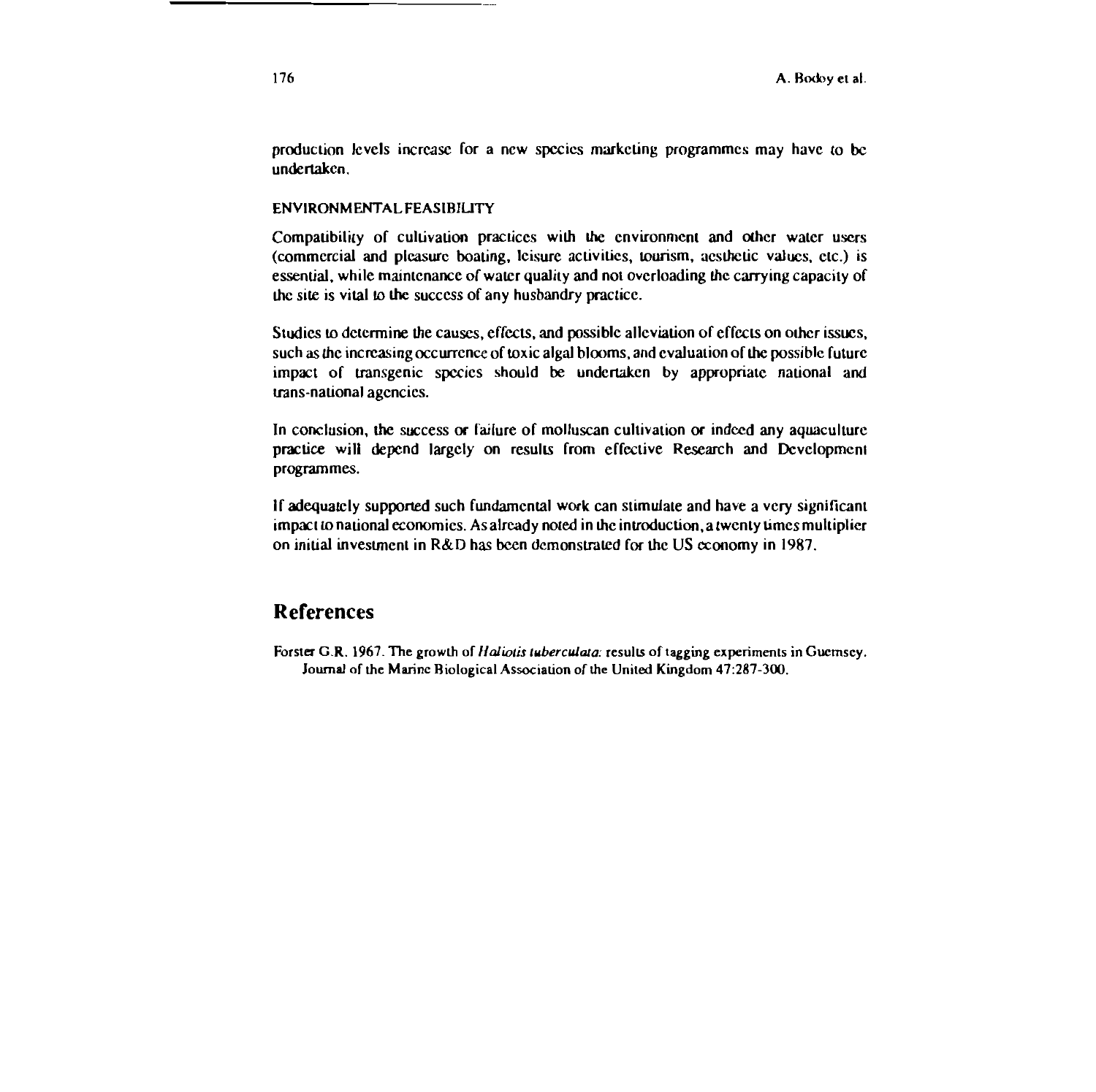production levels increase for a new species marketing programmes may have to be undertaken.

### ENVIRONMENTAL FEASIBILITY

Compatibility of cultivation practices with the environment and other water users (commercial and pleasure boating, leisure activities, tourism, aesthetic values, etc.) is essential, while maintenance of water quality and not overloading the carrying capacity of the site is vital to the success of any husbandry practice.

Studies to determine the causes, effects, and possible alleviation of effects on other issues, such as the increasing occurrence of toxic algal blooms, and evaluation of the possible future impact of transgenic species should be undertaken by appropriate national and trans-national agencies.

In conclusion, the success or failure of molluscan cultivation or indeed any aquaculture practice will depend largely on results from effective Research and Development programmes.

If adequately supported such fundamental work can stimulate and have a very significant impact to national economies. As already noted in the introduction, a twenty times multiplier on initial investment in R&D has been demonstrated for the US economy in 1987.

## References

Forster G.R. 1967. The growth of *Haliotis tuberculata*: results of tagging experiments in Guernsey. Journal of the Marine Biological Association of the United Kingdom 47:287-300.